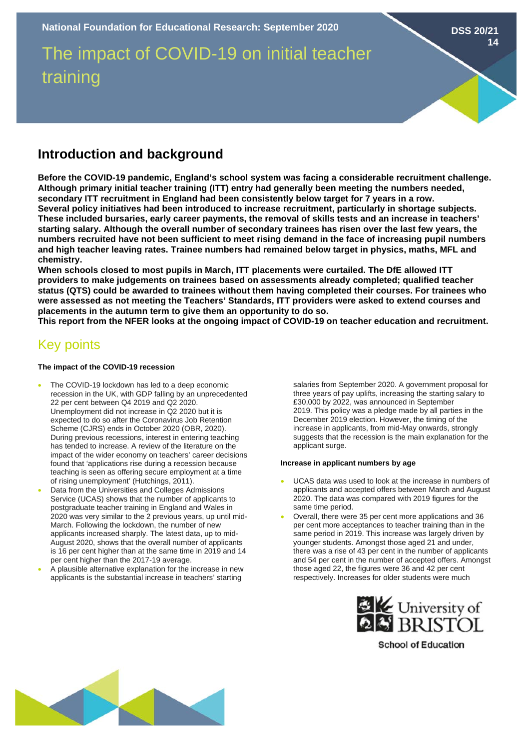National Foundation for Educational Research: September 2020

DSS 20/21 14

# The impact of COVID-19 on initial teacher training

## Introduction and background

**Before the COVID-19 pandemic, England's school system was facing a considerable recruitment challenge. Although primary initial teacher training (ITT) entry had generally been meeting the numbers needed, secondary ITT recruitment in England had been consistently below target for 7 years in a row. Several policy initiatives had been introduced to increase recruitment, particularly in shortage subjects. These included bursaries, early career payments, the removal of skills tests and an increase in teachers' starting salary. Although the overall number of secondary trainees has risen over the last few years, the numbers recruited have not been sufficient to meet rising demand in the face of increasing pupil numbers and high teacher leaving rates. Trainee numbers had remained below target in physics, maths, MFL and chemistry.**

**When schools closed to most pupils in March, ITT placements were curtailed. The DfE allowed ITT providers to make judgements on trainees based on assessments already completed; qualified teacher status (QTS) could be awarded to trainees without them having completed their courses. For trainees who were assessed as not meeting the Teachers' Standards, ITT providers were asked to extend courses and placements in the autumn term to give them an opportunity to do so.**

**This report from the NFER looks at the ongoing impact of COVID-19 on teacher education and recruitment.**

## Key points

#### The impact of the COVID-19 recession

- The COVID-19 lockdown has led to a deep economic recession in the UK, with GDP falling by an unprecedented 22 per cent between Q4 2019 and Q2 2020. Unemployment did not increase in Q2 2020 but it is expected to do so after the Coronavirus Job Retention Scheme (CJRS) ends in October 2020 (OBR, 2020). During previous recessions, interest in entering teaching has tended to increase. A review of the literature on the impact of the wider economy on teachers' career decisions found that 'applications rise during a recession because teaching is seen as offering secure employment at a time of rising unemployment' (Hutchings, 2011).
- Data from the Universities and Colleges Admissions Service (UCAS) shows that the number of applicants to postgraduate teacher training in England and Wales in 2020 was very similar to the 2 previous years, up until mid-March. Following the lockdown, the number of new applicants increased sharply. The latest data, up to mid-August 2020, shows that the overall number of applicants is 16 per cent higher than at the same time in 2019 and 14 per cent higher than the 2017-19 average.
- A plausible alternative explanation for the increase in new applicants is the substantial increase in teachers' starting salaries from September 2020. A government proposal for three years of pay uplifts, increasing the starting salary to £30,000 by 2022, was announced in September 2019. This policy was a pledge made by all parties in the December 2019 election. However, the timing of the increase in applicants, from mid-May onwards, strongly suggests that the recession is the main explanation for the applicant surge.

#### Increase in applicant numbers by age

- UCAS data was used to look at the increase in numbers of applicants and accepted offers between March and August 2020. The data was compared with 2019 figures for the same time period.
- Overall, there were 35 per cent more applications and 36 per cent more acceptances to teacher training than in the same period in 2019. This increase was largely driven by younger students. Amongst those aged 21 and under, there was a rise of 43 per cent in the number of applicants and 54 per cent in the number of accepted offers. Amongst those aged 22, the figures were 36 and 42 per cent respectively. Increases for older students were much

University of Bristol School of Education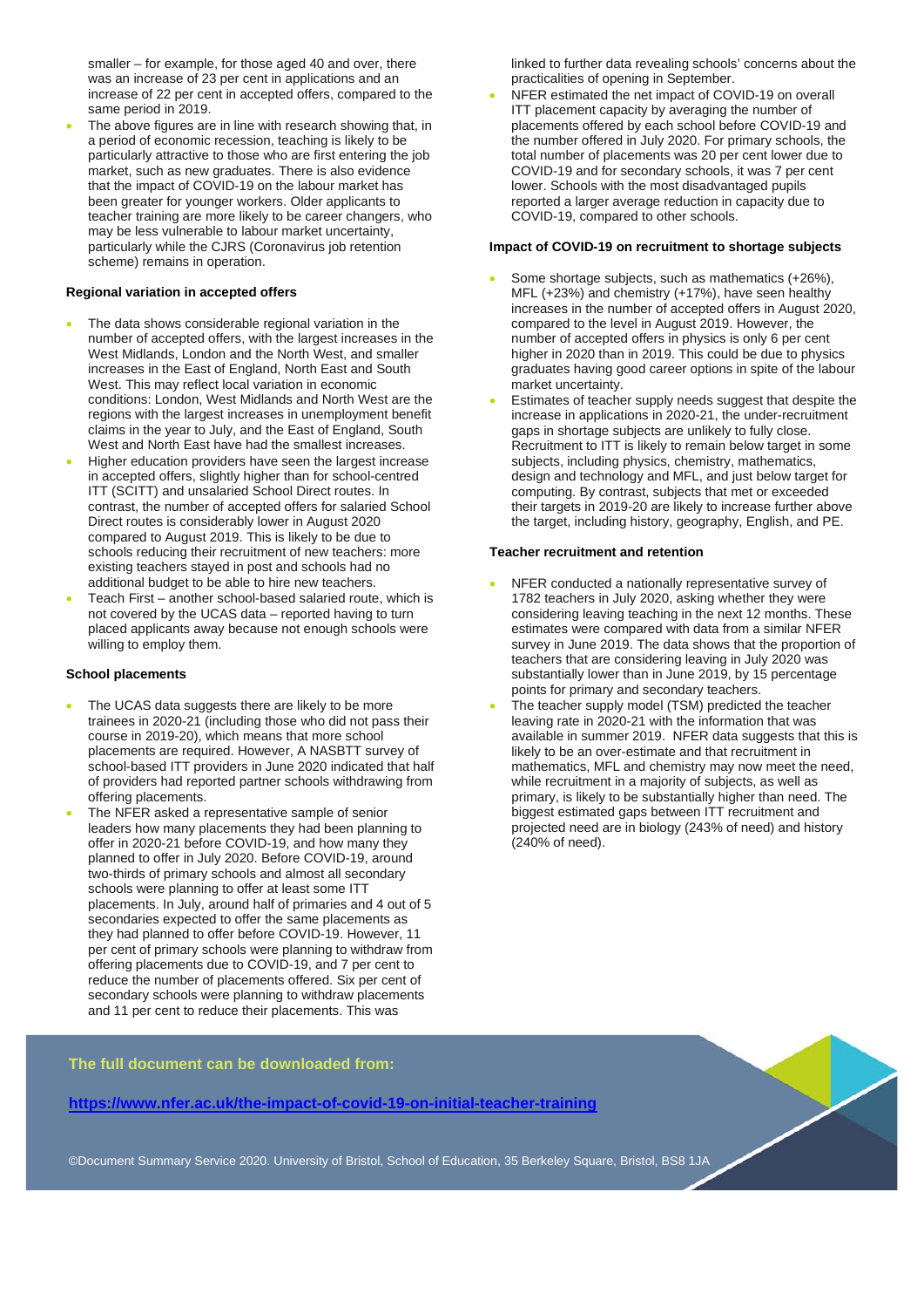smaller – for example, for those aged 40 and over, there was an increase of 23 per cent in applications and an increase of 22 per cent in accepted offers, compared to the same period in 2019.

- The above figures are in line with research showing that, in a period of economic recession, teaching is likely to be particularly attractive to those who are first entering the job market, such as new graduates. There is also evidence that the impact of COVID-19 on the labour market has been greater for younger workers. Older applicants to teacher training are more likely to be career changers, who may be less vulnerable to labour market uncertainty, particularly while the CJRS (Coronavirus job retention scheme) remains in operation.

**Regional variation in accepted offers**

- The data shows considerable regional variation in the number of accepted offers, with the largest increases in the West Midlands, London and the North West, and smaller increases in the East of England, North East and South West. This may reflect local variation in economic conditions: London, West Midlands and North West are the regions with the largest increases in unemployment benefit claims in the year to July, and the East of England, South West and North East have had the smallest increases.
- Higher education providers have seen the largest increase in accepted offers, slightly higher than for school-centred ITT (SCITT) and unsalaried School Direct routes. In contrast, the number of accepted offers for salaried School Direct routes is considerably lower in August 2020 compared to August 2019. This is likely to be due to schools reducing their recruitment of new teachers: more existing teachers stayed in post and schools had no additional budget to be able to hire new teachers.
- Teach First – another school-based salaried route, which is not covered by the UCAS data – reported having to turn placed applicants away because not enough schools were willing to employ them.

**School placements**

- The UCAS data suggests there are likely to be more trainees in 2020-21 (including those who did not pass their course in 2019-20), which means that more school placements are required. However, A NASBTT survey of school-based ITT providers in June 2020 indicated that half of providers had reported partner schools withdrawing from offering placements.
- The NFER asked a representative sample of senior leaders how many placements they had been planning to offer in 2020-21 before COVID-19, and how many they planned to offer in July 2020. Before COVID-19, around two-thirds of primary schools and almost all secondary schools were planning to offer at least some ITT placements. In July, around half of primaries and 4 out of 5 secondaries expected to offer the same placements as they had planned to offer before COVID-19. However, 11 per cent of primary schools were planning to withdraw from offering placements due to COVID-19, and 7 per cent to reduce the number of placements offered. Six per cent of secondary schools were planning to withdraw placements and 11 per cent to reduce their placements. This was linked to further data revealing schools' concerns about the practicalities of opening in September.
- NFER estimated the net impact of COVID-19 on overall ITT placement capacity by averaging the number of placements offered by each school before COVID-19 and the number offered in July 2020. For primary schools, the total number of placements was 20 per cent lower due to COVID-19 and for secondary schools, it was 7 per cent lower. Schools with the most disadvantaged pupils reported a larger average reduction in capacity due to COVID-19, compared to other schools.

**Impact of COVID-19 on recruitment to shortage subjects**

- Some shortage subjects, such as mathematics (+26%), MFL (+23%) and chemistry (+17%), have seen healthy increases in the number of accepted offers in August 2020, compared to the level in August 2019. However, the number of accepted offers in physics is only 6 per cent higher in 2020 than in 2019. This could be due to physics graduates having good career options in spite of the labour market uncertainty.
- Estimates of teacher supply needs suggest that despite the increase in applications in 2020-21, the under-recruitment gaps in shortage subjects are unlikely to fully close. Recruitment to ITT is likely to remain below target in some subjects, including physics, chemistry, mathematics, design and technology and MFL, and just below target for computing. By contrast, subjects that met or exceeded their targets in 2019-20 are likely to increase further above the target, including history, geography, English, and PE.

**Teacher recruitment and retention**

- NFER conducted a nationally representative survey of 1782 teachers in July 2020, asking whether they were considering leaving teaching in the next 12 months. These estimates were compared with data from a similar NFER survey in June 2019. The data shows that the proportion of teachers that are considering leaving in July 2020 was substantially lower than in June 2019, by 15 percentage points for primary and secondary teachers.
- The teacher supply model (TSM) predicted the teacher leaving rate in 2020-21 with the information that was available in summer 2019. NFER data suggests that this is likely to be an over-estimate and that recruitment in mathematics, MFL and chemistry may now meet the need, while recruitment in a majority of subjects, as well as primary, is likely to be substantially higher than need. The biggest estimated gaps between ITT recruitment and projected need are in biology (243% of need) and history (240% of need).

**The full document can be downloaded from:**

https://www.nfer.ac.uk/the-impact-of-covid-19-on-initial-teacher-training

©Document Summary Service 2020. University of Bristol, School of Education, 35 Berkeley Square, Bristol, BS8 1JA